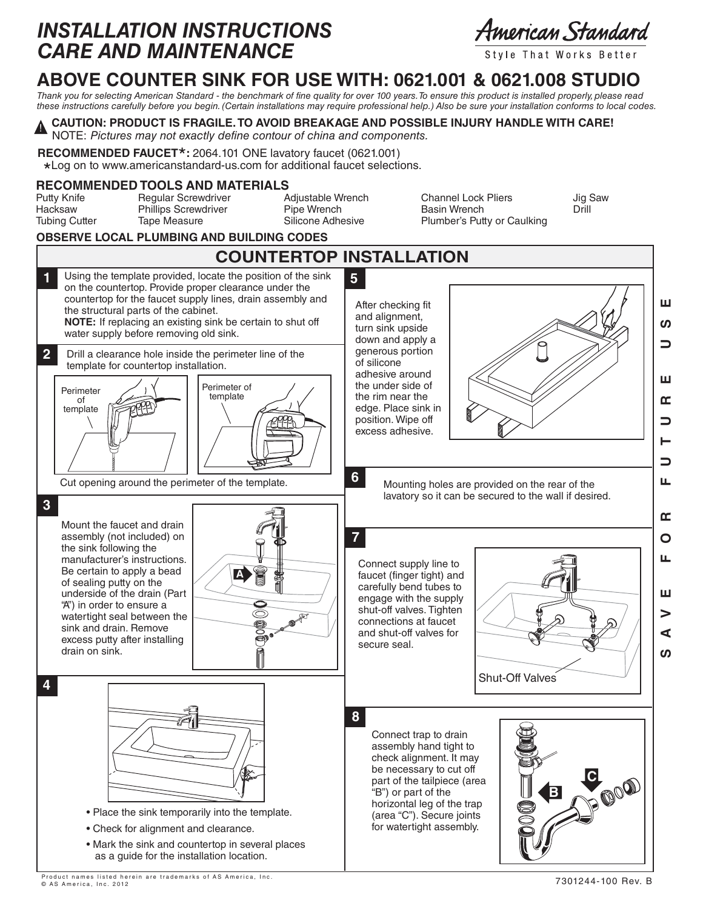# INSTALLATION INSTRUCTIONS
# CARE AND MAINTENANCE

American Standard
Style That Works Better

## ABOVE COUNTER SINK FOR USE WITH: 0621.001 & 0621.008 STUDIO

*Thank you for selecting American Standard - the benchmark of fine quality for over 100 years. To ensure this product is installed properly, please read these instructions carefully before you begin. (Certain installations may require professional help.) Also be sure your installation conforms to local codes.*

**CAUTION: PRODUCT IS FRAGILE. TO AVOID BREAKAGE AND POSSIBLE INJURY HANDLE WITH CARE!**
NOTE: *Pictures may not exactly define contour of china and components.*

**RECOMMENDED FAUCET*:** 2064.101 ONE lavatory faucet (0621.001)
*Log on to www.americanstandard-us.com for additional faucet selections.

### RECOMMENDED TOOLS AND MATERIALS

| | | | | |
|---|---|---|---|---|
| Putty Knife | Regular Screwdriver | Adjustable Wrench | Channel Lock Pliers | Jig Saw |
| Hacksaw | Phillips Screwdriver | Pipe Wrench | Basin Wrench | Drill |
| Tubing Cutter | Tape Measure | Silicone Adhesive | Plumber's Putty or Caulking | |

**OBSERVE LOCAL PLUMBING AND BUILDING CODES**

## COUNTERTOP INSTALLATION

**1** Using the template provided, locate the position of the sink on the countertop. Provide proper clearance under the countertop for the faucet supply lines, drain assembly and the structural parts of the cabinet.
**NOTE:** If replacing an existing sink be certain to shut off water supply before removing old sink.

**2** Drill a clearance hole inside the perimeter line of the template for countertop installation.

Perimeter of template

Perimeter of template

Cut opening around the perimeter of the template.

**3** Mount the faucet and drain assembly (not included) on the sink following the manufacturer's instructions. Be certain to apply a bead of sealing putty on the underside of the drain (Part "A") in order to ensure a watertight seal between the sink and drain. Remove excess putty after installing drain on sink.

**4**
- Place the sink temporarily into the template.
- Check for alignment and clearance.
- Mark the sink and countertop in several places as a guide for the installation location.

**5** After checking fit and alignment, turn sink upside down and apply a generous portion of silicone adhesive around the under side of the rim near the edge. Place sink in position. Wipe off excess adhesive.

**6** Mounting holes are provided on the rear of the lavatory so it can be secured to the wall if desired.

**7** Connect supply line to faucet (finger tight) and carefully bend tubes to engage with the supply shut-off valves. Tighten connections at faucet and shut-off valves for secure seal.

Shut-Off Valves

**8** Connect trap to drain assembly hand tight to check alignment. It may be necessary to cut off part of the tailpiece (area "B") or part of the horizontal leg of the trap (area "C"). Secure joints for watertight assembly.

SAVE FOR FUTURE USE

Product names listed herein are trademarks of AS America, Inc.
© AS America, Inc. 2012

7301244-100 Rev. B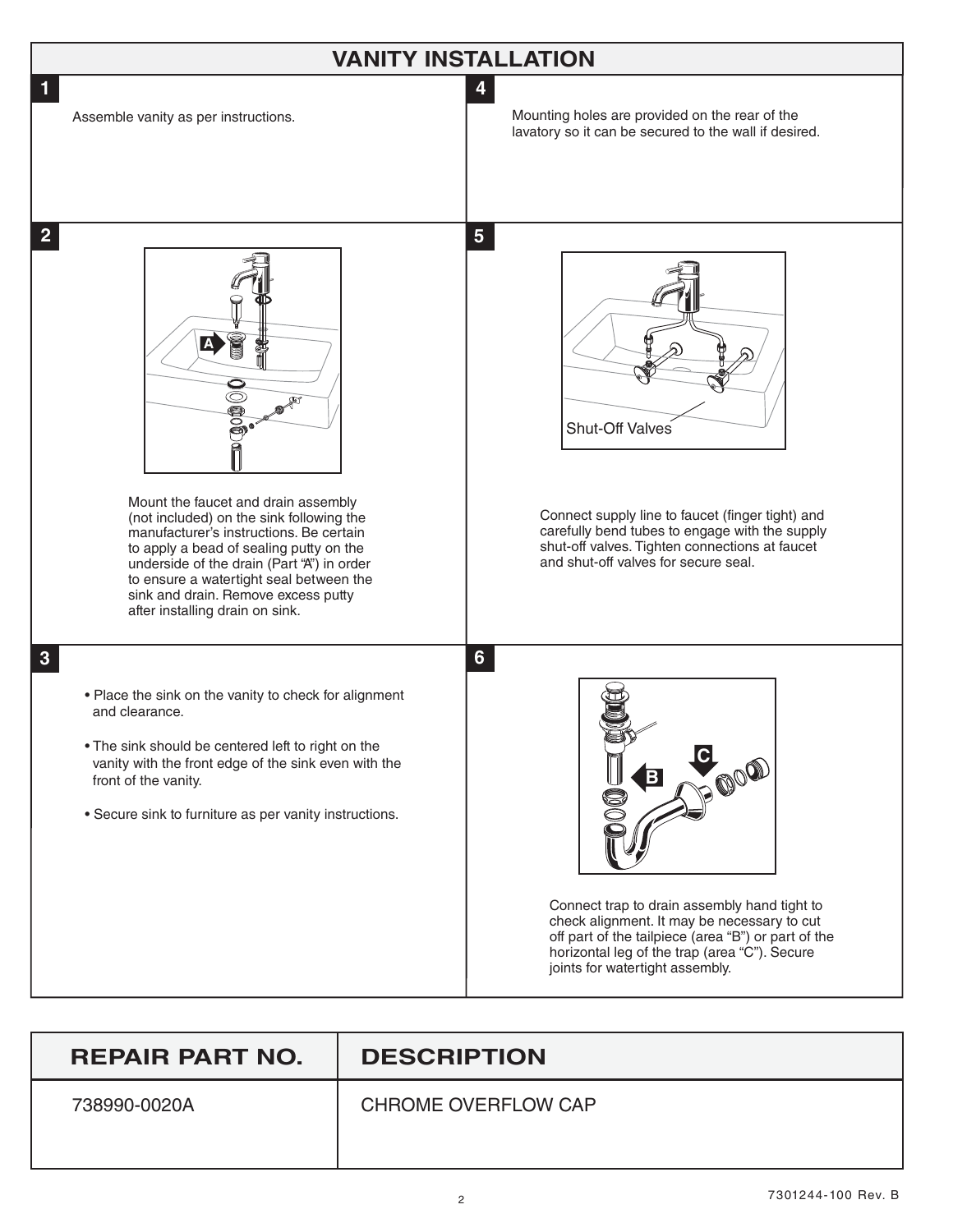## VANITY INSTALLATION

**1**

Assemble vanity as per instructions.

**2**

A

Mount the faucet and drain assembly (not included) on the sink following the manufacturer's instructions. Be certain to apply a bead of sealing putty on the underside of the drain (Part "A") in order to ensure a watertight seal between the sink and drain. Remove excess putty after installing drain on sink.

**3**

- Place the sink on the vanity to check for alignment and clearance.
- The sink should be centered left to right on the vanity with the front edge of the sink even with the front of the vanity.
- Secure sink to furniture as per vanity instructions.

**4**

Mounting holes are provided on the rear of the lavatory so it can be secured to the wall if desired.

**5**

Shut-Off Valves

Connect supply line to faucet (finger tight) and carefully bend tubes to engage with the supply shut-off valves. Tighten connections at faucet and shut-off valves for secure seal.

**6**

C

B

Connect trap to drain assembly hand tight to check alignment. It may be necessary to cut off part of the tailpiece (area "B") or part of the horizontal leg of the trap (area "C"). Secure joints for watertight assembly.

| REPAIR PART NO. | DESCRIPTION |
| --- | --- |
| 738990-0020A | CHROME OVERFLOW CAP |

7301244-100 Rev. B